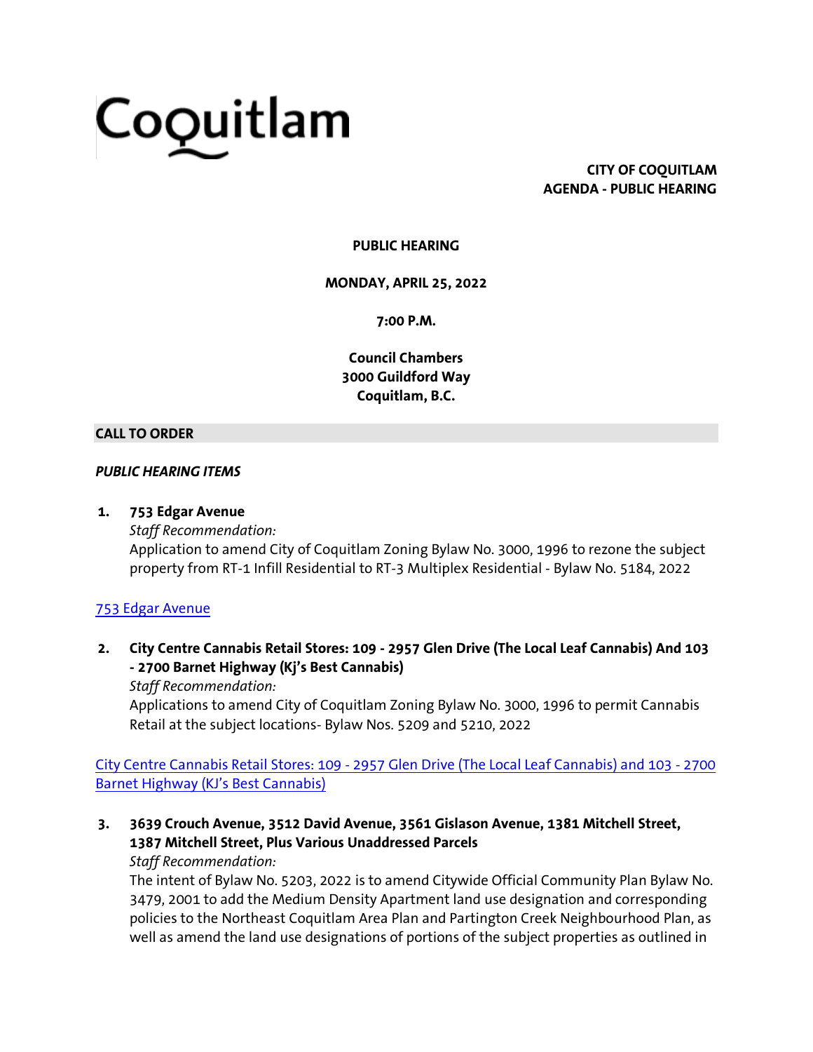# Coquitlam

**CITY OF COQUITLAM**
**AGENDA - PUBLIC HEARING**

**PUBLIC HEARING**

**MONDAY, APRIL 25, 2022**

**7:00 P.M.**

**Council Chambers**
**3000 Guildford Way**
**Coquitlam, B.C.**

## CALL TO ORDER

***PUBLIC HEARING ITEMS***

1. **753 Edgar Avenue**
   *Staff Recommendation:*
   Application to amend City of Coquitlam Zoning Bylaw No. 3000, 1996 to rezone the subject property from RT-1 Infill Residential to RT-3 Multiplex Residential - Bylaw No. 5184, 2022

[753 Edgar Avenue]

2. **City Centre Cannabis Retail Stores: 109 - 2957 Glen Drive (The Local Leaf Cannabis) And 103 - 2700 Barnet Highway (Kj's Best Cannabis)**
   *Staff Recommendation:*
   Applications to amend City of Coquitlam Zoning Bylaw No. 3000, 1996 to permit Cannabis Retail at the subject locations- Bylaw Nos. 5209 and 5210, 2022

[City Centre Cannabis Retail Stores: 109 - 2957 Glen Drive (The Local Leaf Cannabis) and 103 - 2700 Barnet Highway (KJ's Best Cannabis)]

3. **3639 Crouch Avenue, 3512 David Avenue, 3561 Gislason Avenue, 1381 Mitchell Street, 1387 Mitchell Street, Plus Various Unaddressed Parcels**
   *Staff Recommendation:*
   The intent of Bylaw No. 5203, 2022 is to amend Citywide Official Community Plan Bylaw No. 3479, 2001 to add the Medium Density Apartment land use designation and corresponding policies to the Northeast Coquitlam Area Plan and Partington Creek Neighbourhood Plan, as well as amend the land use designations of portions of the subject properties as outlined in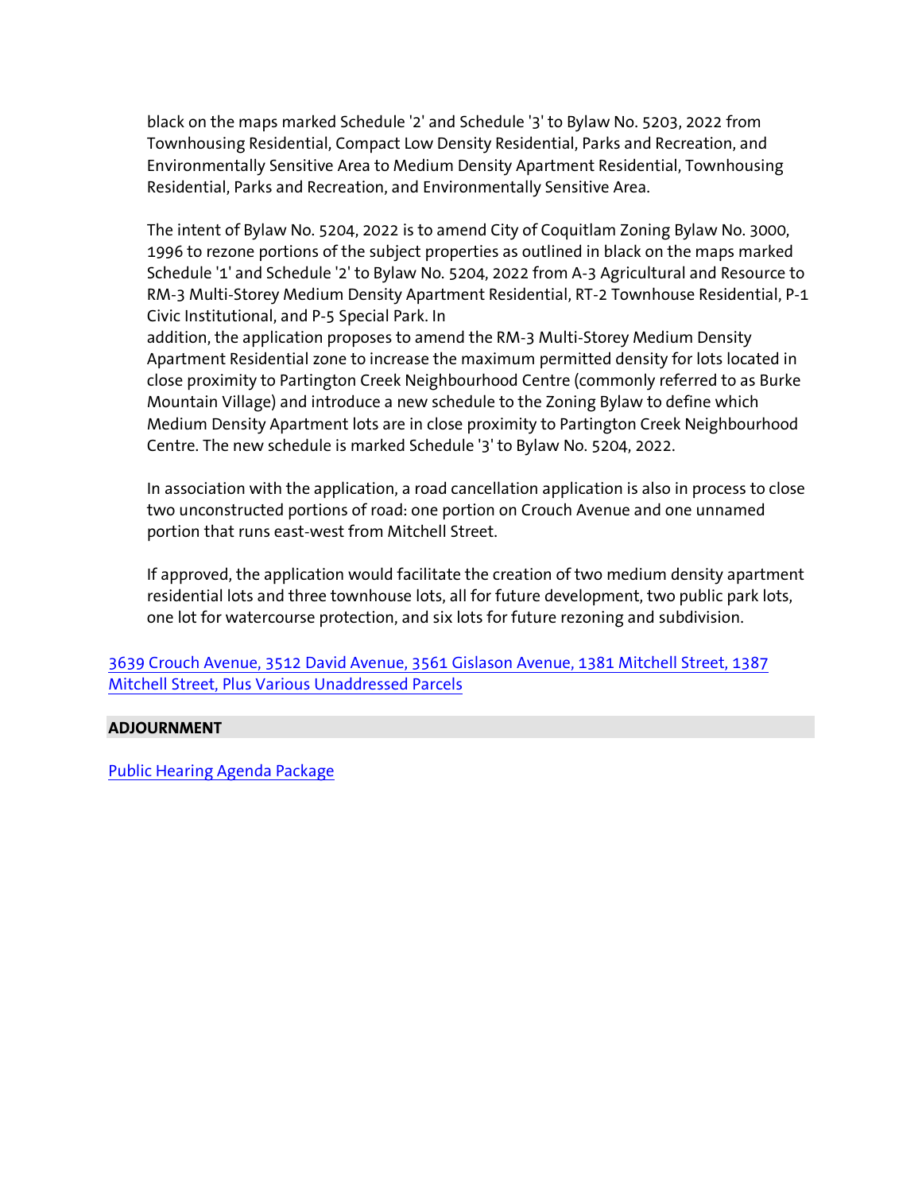black on the maps marked Schedule '2' and Schedule '3' to Bylaw No. 5203, 2022 from Townhousing Residential, Compact Low Density Residential, Parks and Recreation, and Environmentally Sensitive Area to Medium Density Apartment Residential, Townhousing Residential, Parks and Recreation, and Environmentally Sensitive Area.

The intent of Bylaw No. 5204, 2022 is to amend City of Coquitlam Zoning Bylaw No. 3000, 1996 to rezone portions of the subject properties as outlined in black on the maps marked Schedule '1' and Schedule '2' to Bylaw No. 5204, 2022 from A-3 Agricultural and Resource to RM-3 Multi-Storey Medium Density Apartment Residential, RT-2 Townhouse Residential, P-1 Civic Institutional, and P-5 Special Park. In
addition, the application proposes to amend the RM-3 Multi-Storey Medium Density Apartment Residential zone to increase the maximum permitted density for lots located in close proximity to Partington Creek Neighbourhood Centre (commonly referred to as Burke Mountain Village) and introduce a new schedule to the Zoning Bylaw to define which Medium Density Apartment lots are in close proximity to Partington Creek Neighbourhood Centre. The new schedule is marked Schedule '3' to Bylaw No. 5204, 2022.

In association with the application, a road cancellation application is also in process to close two unconstructed portions of road: one portion on Crouch Avenue and one unnamed portion that runs east-west from Mitchell Street.

If approved, the application would facilitate the creation of two medium density apartment residential lots and three townhouse lots, all for future development, two public park lots, one lot for watercourse protection, and six lots for future rezoning and subdivision.

3639 Crouch Avenue, 3512 David Avenue, 3561 Gislason Avenue, 1381 Mitchell Street, 1387 Mitchell Street, Plus Various Unaddressed Parcels

## ADJOURNMENT

Public Hearing Agenda Package